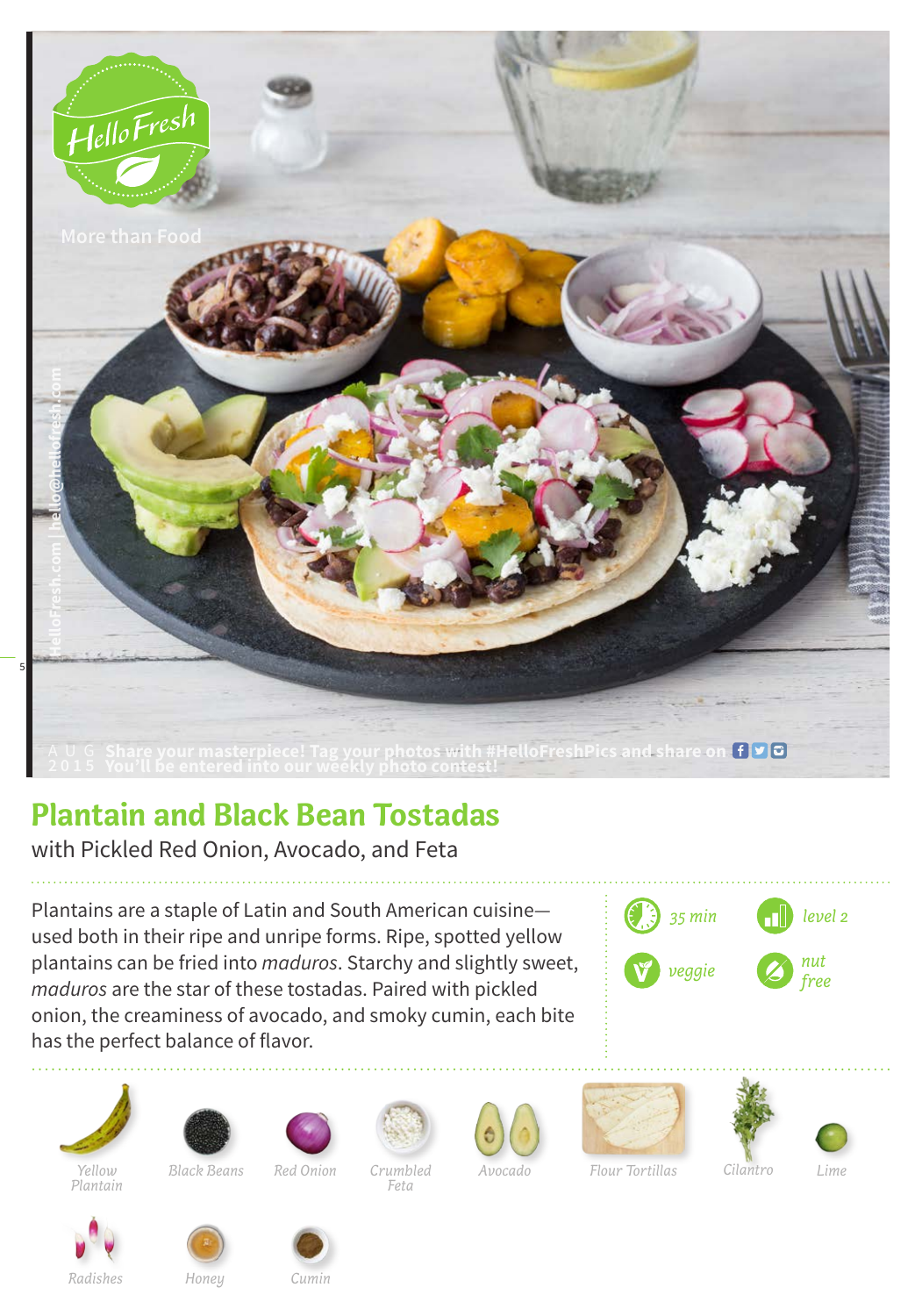HelloFresh

More than Food

HelloFresh.com | hello@hellofresh.com

AUG 2015 Share your masterpiece! Tag your photos with #HelloFreshPics and share on
You'll be entered into our weekly photo contest!

# Plantain and Black Bean Tostadas

with Pickled Red Onion, Avocado, and Feta

Plantains are a staple of Latin and South American cuisine—used both in their ripe and unripe forms. Ripe, spotted yellow plantains can be fried into *maduros*. Starchy and slightly sweet, *maduros* are the star of these tostadas. Paired with pickled onion, the creaminess of avocado, and smoky cumin, each bite has the perfect balance of flavor.

- 35 min
- level 2
- veggie
- nut free

Yellow Plantain, Black Beans, Red Onion, Crumbled Feta, Avocado, Flour Tortillas, Cilantro, Lime, Radishes, Honey, Cumin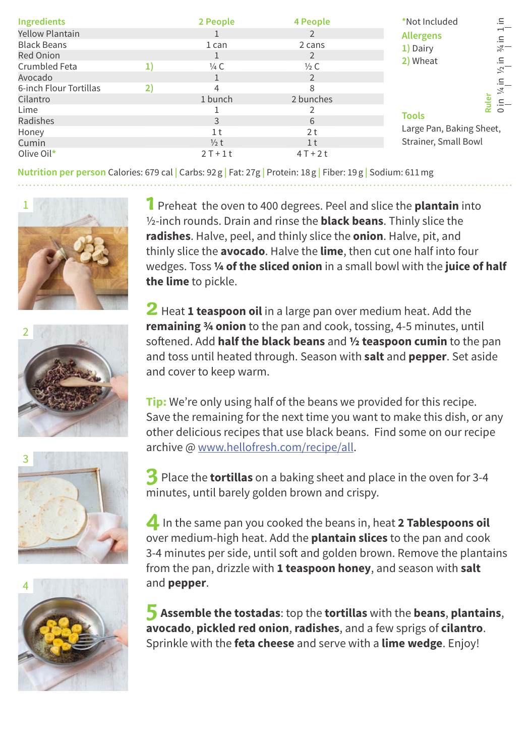| Ingredients | | 2 People | 4 People |
|---|---|---|---|
| Yellow Plantain | | 1 | 2 |
| Black Beans | | 1 can | 2 cans |
| Red Onion | | 1 | 2 |
| Crumbled Feta | 1) | ¼ C | ½ C |
| Avocado | | 1 | 2 |
| 6-inch Flour Tortillas | 2) | 4 | 8 |
| Cilantro | | 1 bunch | 2 bunches |
| Lime | | 1 | 2 |
| Radishes | | 3 | 6 |
| Honey | | 1 t | 2 t |
| Cumin | | ½ t | 1 t |
| Olive Oil* | | 2 T + 1 t | 4 T + 2 t |

*Not Included

**Allergens**
1) Dairy
2) Wheat

**Ruler**
0 in ¼ in ½ in ¾ in 1 in

**Tools**
Large Pan, Baking Sheet, Strainer, Small Bowl

**Nutrition per person** Calories: 679 cal | Carbs: 92 g | Fat: 27g | Protein: 18 g | Fiber: 19 g | Sodium: 611 mg

1

1 Preheat the oven to 400 degrees. Peel and slice the **plantain** into ½-inch rounds. Drain and rinse the **black beans**. Thinly slice the **radishes**. Halve, peel, and thinly slice the **onion**. Halve, pit, and thinly slice the **avocado**. Halve the **lime**, then cut one half into four wedges. Toss **¼ of the sliced onion** in a small bowl with the **juice of half the lime** to pickle.

2

2 Heat **1 teaspoon oil** in a large pan over medium heat. Add the **remaining ¾ onion** to the pan and cook, tossing, 4-5 minutes, until softened. Add **half the black beans** and **½ teaspoon cumin** to the pan and toss until heated through. Season with **salt** and **pepper**. Set aside and cover to keep warm.

**Tip:** We're only using half of the beans we provided for this recipe. Save the remaining for the next time you want to make this dish, or any other delicious recipes that use black beans. Find some on our recipe archive @ www.hellofresh.com/recipe/all.

3

3 Place the **tortillas** on a baking sheet and place in the oven for 3-4 minutes, until barely golden brown and crispy.

4

4 In the same pan you cooked the beans in, heat **2 Tablespoons oil** over medium-high heat. Add the **plantain slices** to the pan and cook 3-4 minutes per side, until soft and golden brown. Remove the plantains from the pan, drizzle with **1 teaspoon honey**, and season with **salt** and **pepper**.

5 **Assemble the tostadas**: top the **tortillas** with the **beans**, **plantains**, **avocado**, **pickled red onion**, **radishes**, and a few sprigs of **cilantro**. Sprinkle with the **feta cheese** and serve with a **lime wedge**. Enjoy!